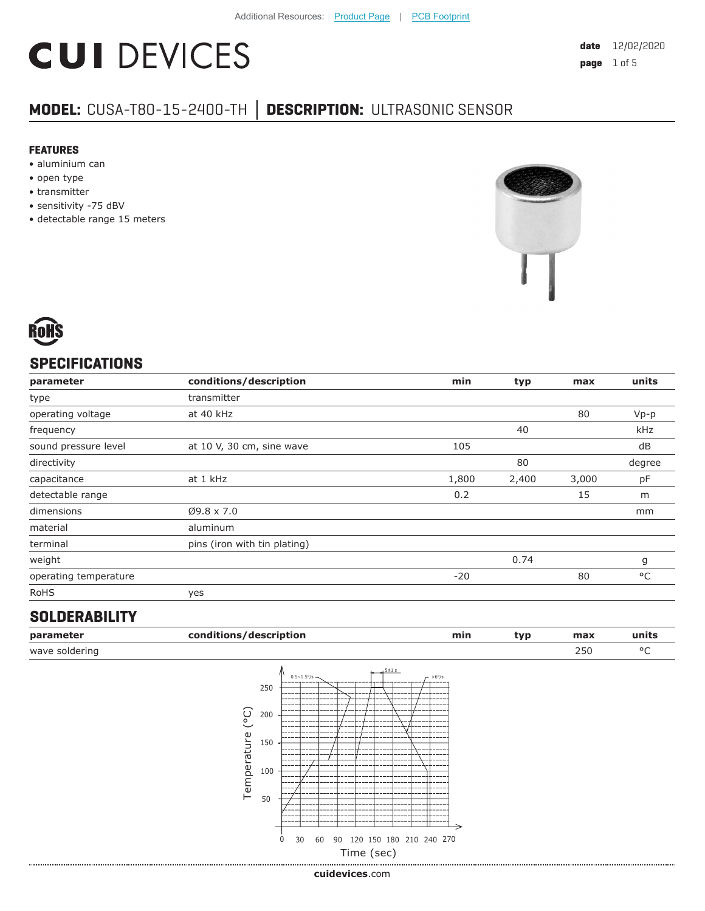Additional Resources: Product Page | PCB Footprint

# CUI DEVICES

**date** 12/02/2020

## MODEL: CUSA-T80-15-2400-TH | DESCRIPTION: ULTRASONIC SENSOR

### FEATURES

- aluminium can
- open type
- transmitter
- sensitivity -75 dBV
- detectable range 15 meters

RoHS

## SPECIFICATIONS

| parameter | conditions/description | min | typ | max | units |
|---|---|---|---|---|---|
| type | transmitter | | | | |
| operating voltage | at 40 kHz | | | 80 | Vp-p |
| frequency | | | 40 | | kHz |
| sound pressure level | at 10 V, 30 cm, sine wave | 105 | | | dB |
| directivity | | | 80 | | degree |
| capacitance | at 1 kHz | 1,800 | 2,400 | 3,000 | pF |
| detectable range | | 0.2 | | 15 | m |
| dimensions | Ø9.8 x 7.0 | | | | mm |
| material | aluminum | | | | |
| terminal | pins (iron with tin plating) | | | | |
| weight | | | 0.74 | | g |
| operating temperature | | -20 | | 80 | °C |
| RoHS | yes | | | | |

## SOLDERABILITY

| parameter | conditions/description | min | typ | max | units |
|---|---|---|---|---|---|
| wave soldering | | | | 250 | °C |

0.5~1.5°/s  5±1 s  >6°/s

Temperature (°C): 50, 100, 150, 200, 250

Time (sec): 0, 30, 60, 90, 120, 150, 180, 210, 240, 270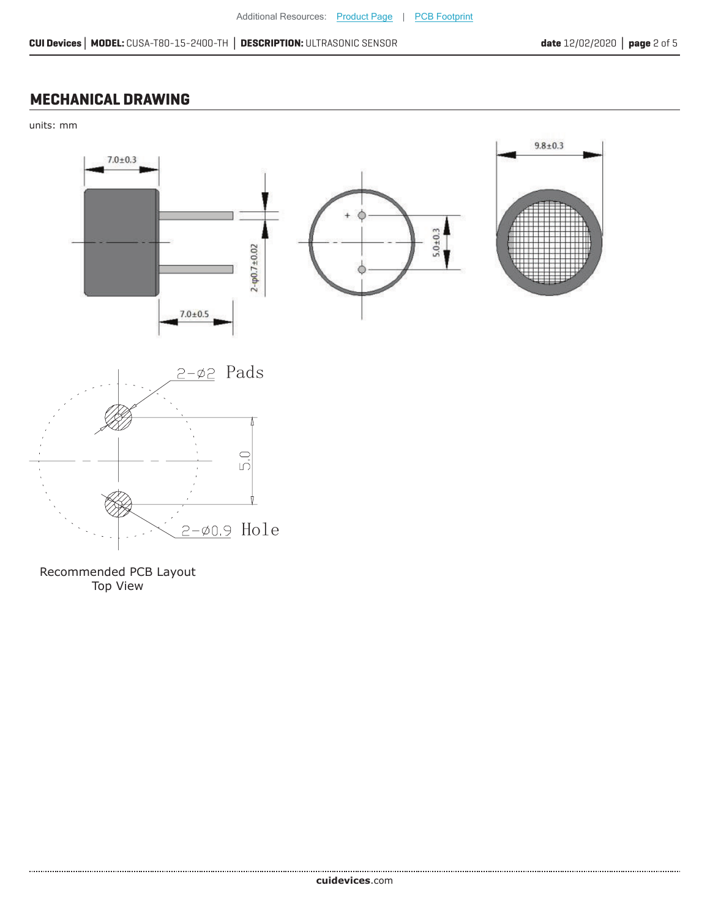## MECHANICAL DRAWING

units: mm

7.0±0.3

9.8±0.3

2-φ0.7±0.02

5.0±0.3

7.0±0.5

2-∅2 Pads

5.0

2-∅0.9 Hole

Recommended PCB Layout
Top View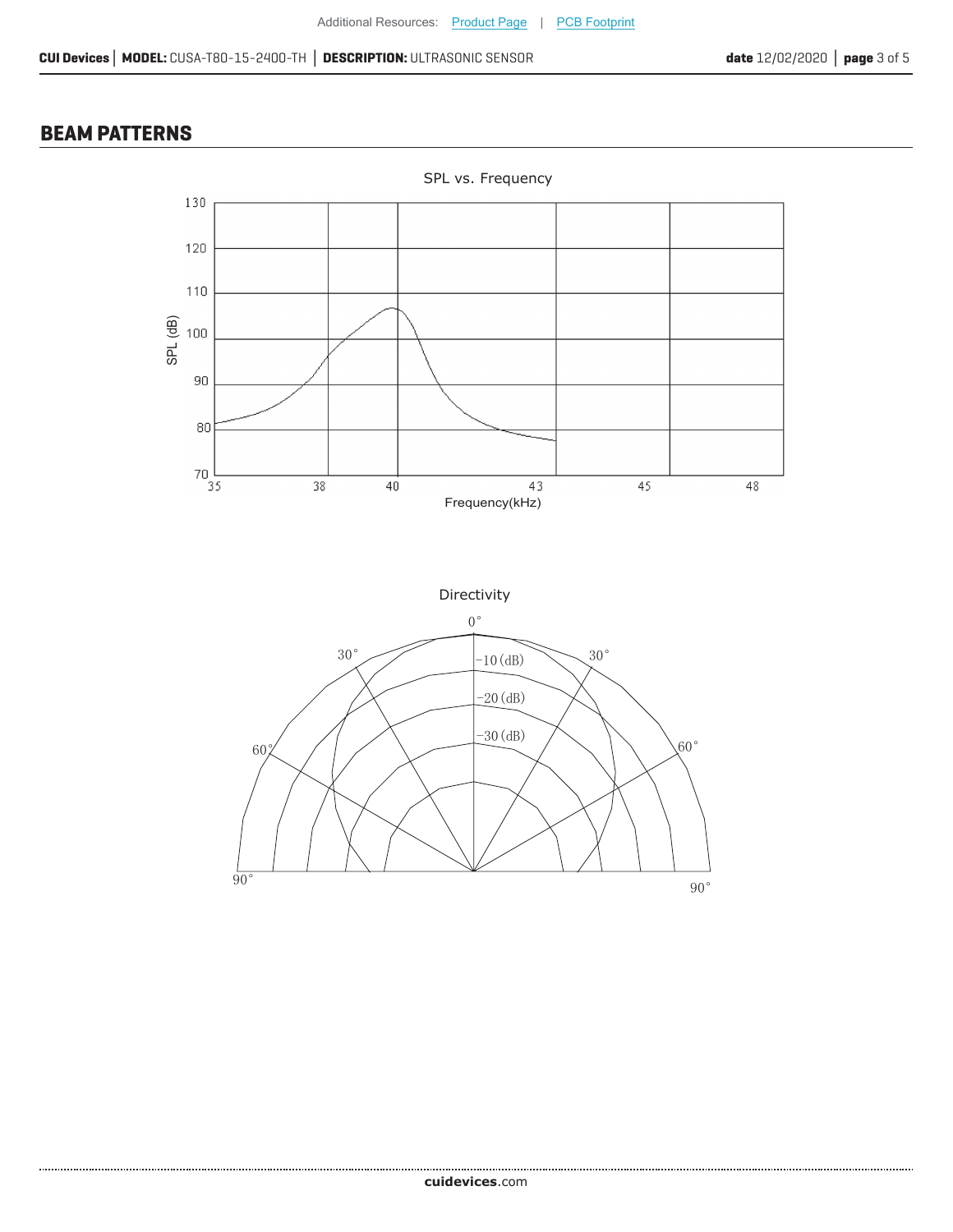## BEAM PATTERNS

SPL vs. Frequency

SPL (dB)

130
120
110
100
90
80
70

35 38 40 43 45 48

Frequency(kHz)

Directivity

0°

30° 30°

-10 (dB)

-20 (dB)

-30 (dB)

60° 60°

90° 90°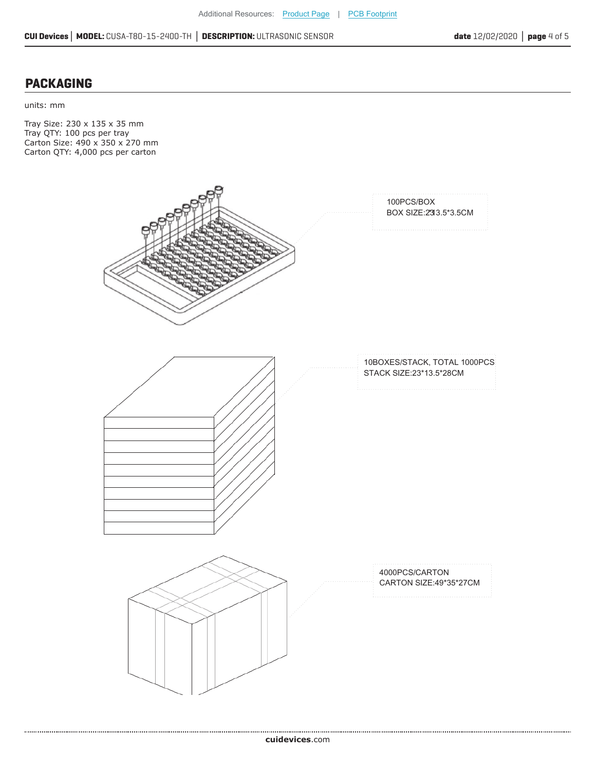## PACKAGING

units: mm

Tray Size: 230 x 135 x 35 mm
Tray QTY: 100 pcs per tray
Carton Size: 490 x 350 x 270 mm
Carton QTY: 4,000 pcs per carton

100PCS/BOX
BOX SIZE:23*13.5*3.5CM

10BOXES/STACK, TOTAL 1000PCS
STACK SIZE:23*13.5*28CM

4000PCS/CARTON
CARTON SIZE:49*35*27CM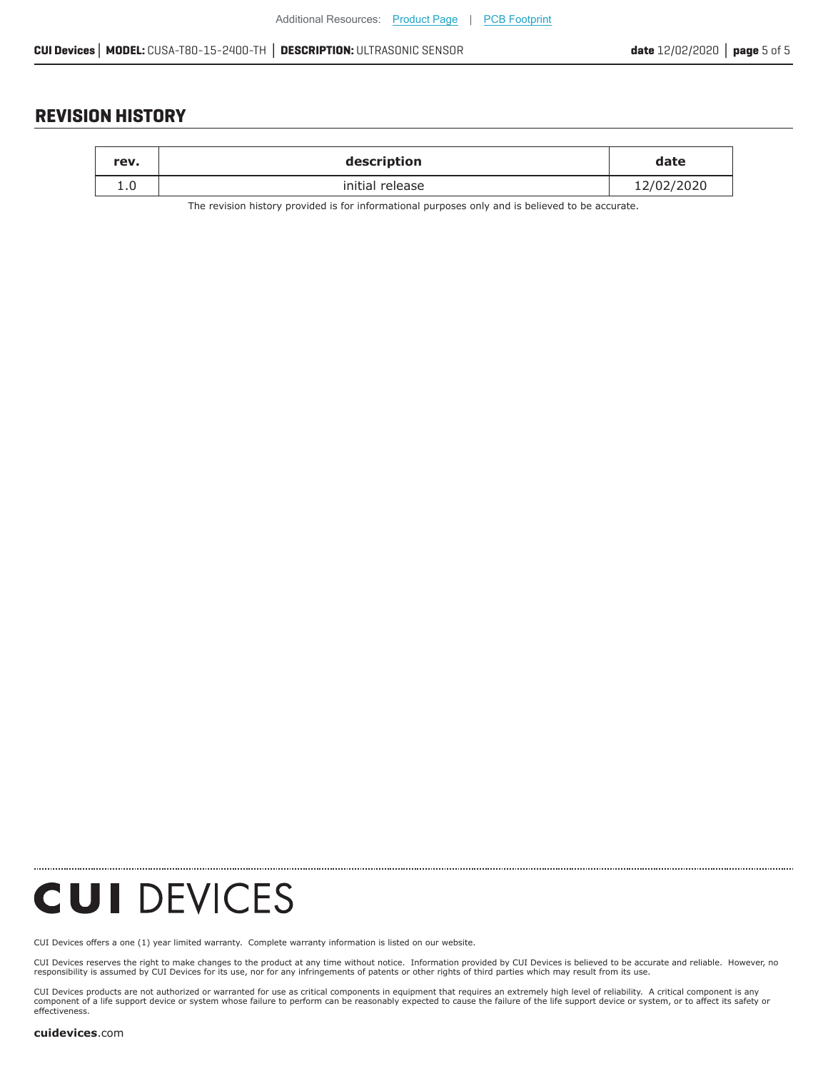## REVISION HISTORY

| rev. | description | date |
| --- | --- | --- |
| 1.0 | initial release | 12/02/2020 |

The revision history provided is for informational purposes only and is believed to be accurate.

**CUI** DEVICES

CUI Devices offers a one (1) year limited warranty. Complete warranty information is listed on our website.

CUI Devices reserves the right to make changes to the product at any time without notice. Information provided by CUI Devices is believed to be accurate and reliable. However, no responsibility is assumed by CUI Devices for its use, nor for any infringements of patents or other rights of third parties which may result from its use.

CUI Devices products are not authorized or warranted for use as critical components in equipment that requires an extremely high level of reliability. A critical component is any component of a life support device or system whose failure to perform can be reasonably expected to cause the failure of the life support device or system, or to affect its safety or effectiveness.

**cuidevices**.com